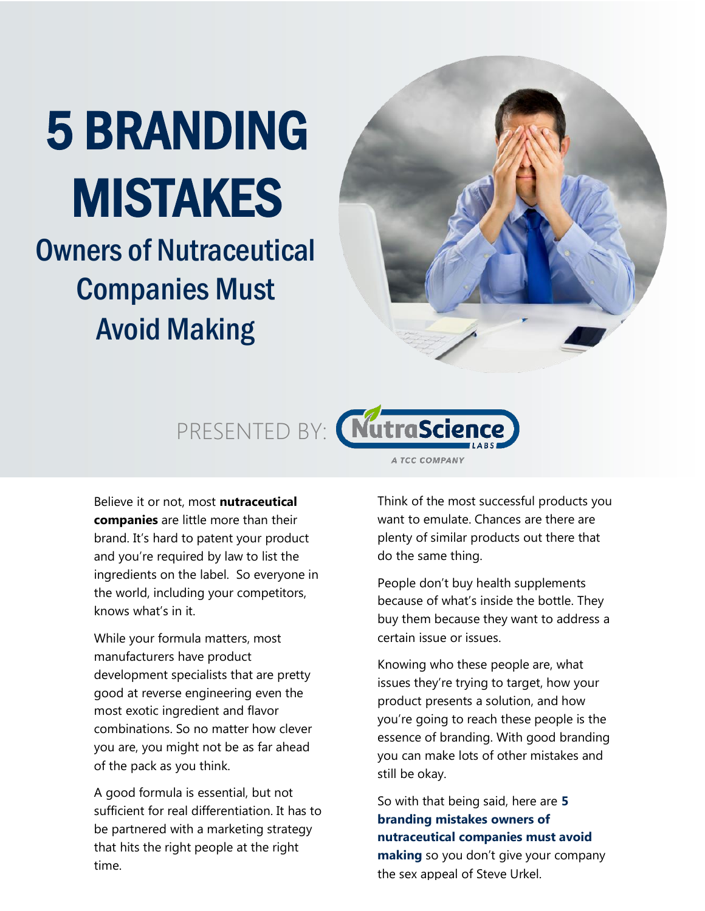# 5 BRANDING MISTAKES

## Owners of Nutraceutical Companies Must Avoid Making

PRESENTED BY: NutraScience LABS

A TCC COMPANY

Believe it or not, most **nutraceutical companies** are little more than their brand. It's hard to patent your product and you're required by law to list the ingredients on the label. So everyone in the world, including your competitors, knows what's in it.

While your formula matters, most manufacturers have product development specialists that are pretty good at reverse engineering even the most exotic ingredient and flavor combinations. So no matter how clever you are, you might not be as far ahead of the pack as you think.

A good formula is essential, but not sufficient for real differentiation. It has to be partnered with a marketing strategy that hits the right people at the right time.

Think of the most successful products you want to emulate. Chances are there are plenty of similar products out there that do the same thing.

People don't buy health supplements because of what's inside the bottle. They buy them because they want to address a certain issue or issues.

Knowing who these people are, what issues they're trying to target, how your product presents a solution, and how you're going to reach these people is the essence of branding. With good branding you can make lots of other mistakes and still be okay.

So with that being said, here are **5 branding mistakes owners of nutraceutical companies must avoid making** so you don't give your company the sex appeal of Steve Urkel.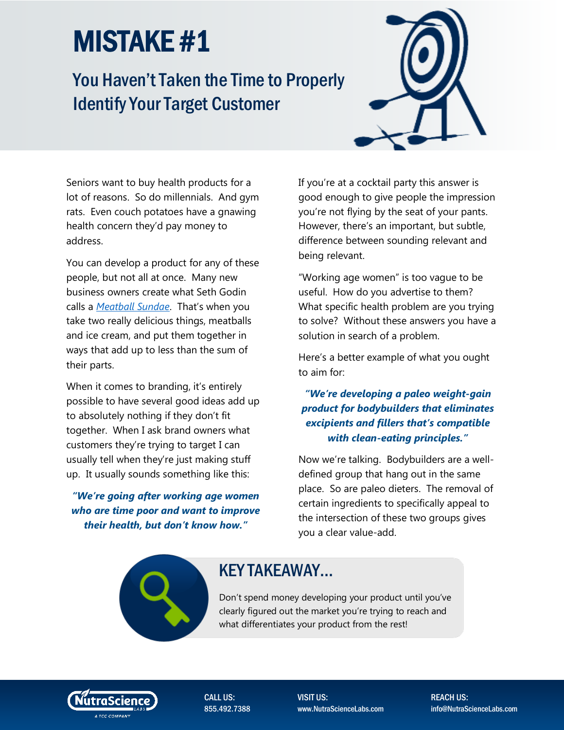# MISTAKE #1

## You Haven't Taken the Time to Properly Identify Your Target Customer

Seniors want to buy health products for a lot of reasons. So do millennials. And gym rats. Even couch potatoes have a gnawing health concern they'd pay money to address.

You can develop a product for any of these people, but not all at once. Many new business owners create what Seth Godin calls a *Meatball Sundae*. That's when you take two really delicious things, meatballs and ice cream, and put them together in ways that add up to less than the sum of their parts.

When it comes to branding, it's entirely possible to have several good ideas add up to absolutely nothing if they don't fit together. When I ask brand owners what customers they're trying to target I can usually tell when they're just making stuff up. It usually sounds something like this:

***"We're going after working age women who are time poor and want to improve their health, but don't know how."***

If you're at a cocktail party this answer is good enough to give people the impression you're not flying by the seat of your pants. However, there's an important, but subtle, difference between sounding relevant and being relevant.

"Working age women" is too vague to be useful. How do you advertise to them? What specific health problem are you trying to solve? Without these answers you have a solution in search of a problem.

Here's a better example of what you ought to aim for:

***"We're developing a paleo weight-gain product for bodybuilders that eliminates excipients and fillers that's compatible with clean-eating principles."***

Now we're talking. Bodybuilders are a well-defined group that hang out in the same place. So are paleo dieters. The removal of certain ingredients to specifically appeal to the intersection of these two groups gives you a clear value-add.

### KEY TAKEAWAY...

Don't spend money developing your product until you've clearly figured out the market you're trying to reach and what differentiates your product from the rest!

CALL US: 855.492.7388 | VISIT US: www.NutraScienceLabs.com | REACH US: info@NutraScienceLabs.com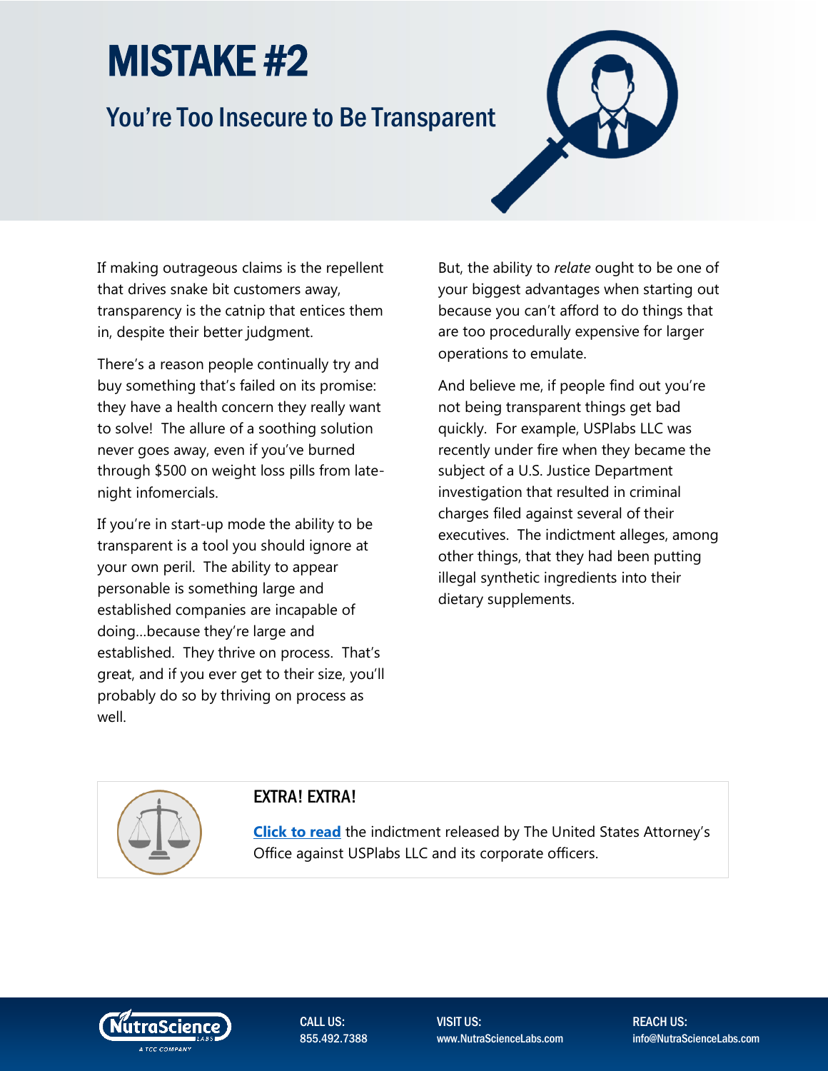# MISTAKE #2

## You're Too Insecure to Be Transparent

If making outrageous claims is the repellent that drives snake bit customers away, transparency is the catnip that entices them in, despite their better judgment.

There's a reason people continually try and buy something that's failed on its promise: they have a health concern they really want to solve! The allure of a soothing solution never goes away, even if you've burned through $500 on weight loss pills from late-night infomercials.

If you're in start-up mode the ability to be transparent is a tool you should ignore at your own peril. The ability to appear personable is something large and established companies are incapable of doing…because they're large and established. They thrive on process. That's great, and if you ever get to their size, you'll probably do so by thriving on process as well.

But, the ability to *relate* ought to be one of your biggest advantages when starting out because you can't afford to do things that are too procedurally expensive for larger operations to emulate.

And believe me, if people find out you're not being transparent things get bad quickly. For example, USPlabs LLC was recently under fire when they became the subject of a U.S. Justice Department investigation that resulted in criminal charges filed against several of their executives. The indictment alleges, among other things, that they had been putting illegal synthetic ingredients into their dietary supplements.

### EXTRA! EXTRA!

**Click to read** the indictment released by The United States Attorney's Office against USPlabs LLC and its corporate officers.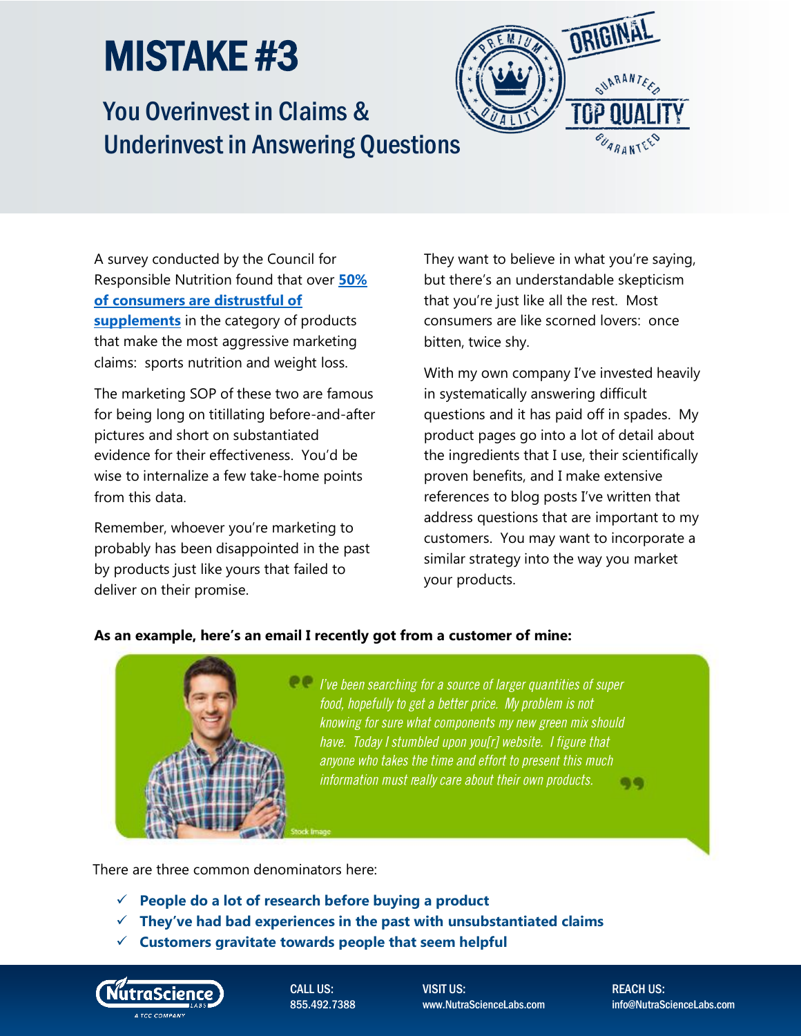# MISTAKE #3

## You Overinvest in Claims & Underinvest in Answering Questions

A survey conducted by the Council for Responsible Nutrition found that over **50% of consumers are distrustful of supplements** in the category of products that make the most aggressive marketing claims: sports nutrition and weight loss.

The marketing SOP of these two are famous for being long on titillating before-and-after pictures and short on substantiated evidence for their effectiveness. You'd be wise to internalize a few take-home points from this data.

Remember, whoever you're marketing to probably has been disappointed in the past by products just like yours that failed to deliver on their promise.

They want to believe in what you're saying, but there's an understandable skepticism that you're just like all the rest. Most consumers are like scorned lovers: once bitten, twice shy.

With my own company I've invested heavily in systematically answering difficult questions and it has paid off in spades. My product pages go into a lot of detail about the ingredients that I use, their scientifically proven benefits, and I make extensive references to blog posts I've written that address questions that are important to my customers. You may want to incorporate a similar strategy into the way you market your products.

**As an example, here's an email I recently got from a customer of mine:**

> *I've been searching for a source of larger quantities of super food, hopefully to get a better price. My problem is not knowing for sure what components my new green mix should have. Today I stumbled upon you[r] website. I figure that anyone who takes the time and effort to present this much information must really care about their own products.*

Stock Image

There are three common denominators here:

- ✓ **People do a lot of research before buying a product**
- ✓ **They've had bad experiences in the past with unsubstantiated claims**
- ✓ **Customers gravitate towards people that seem helpful**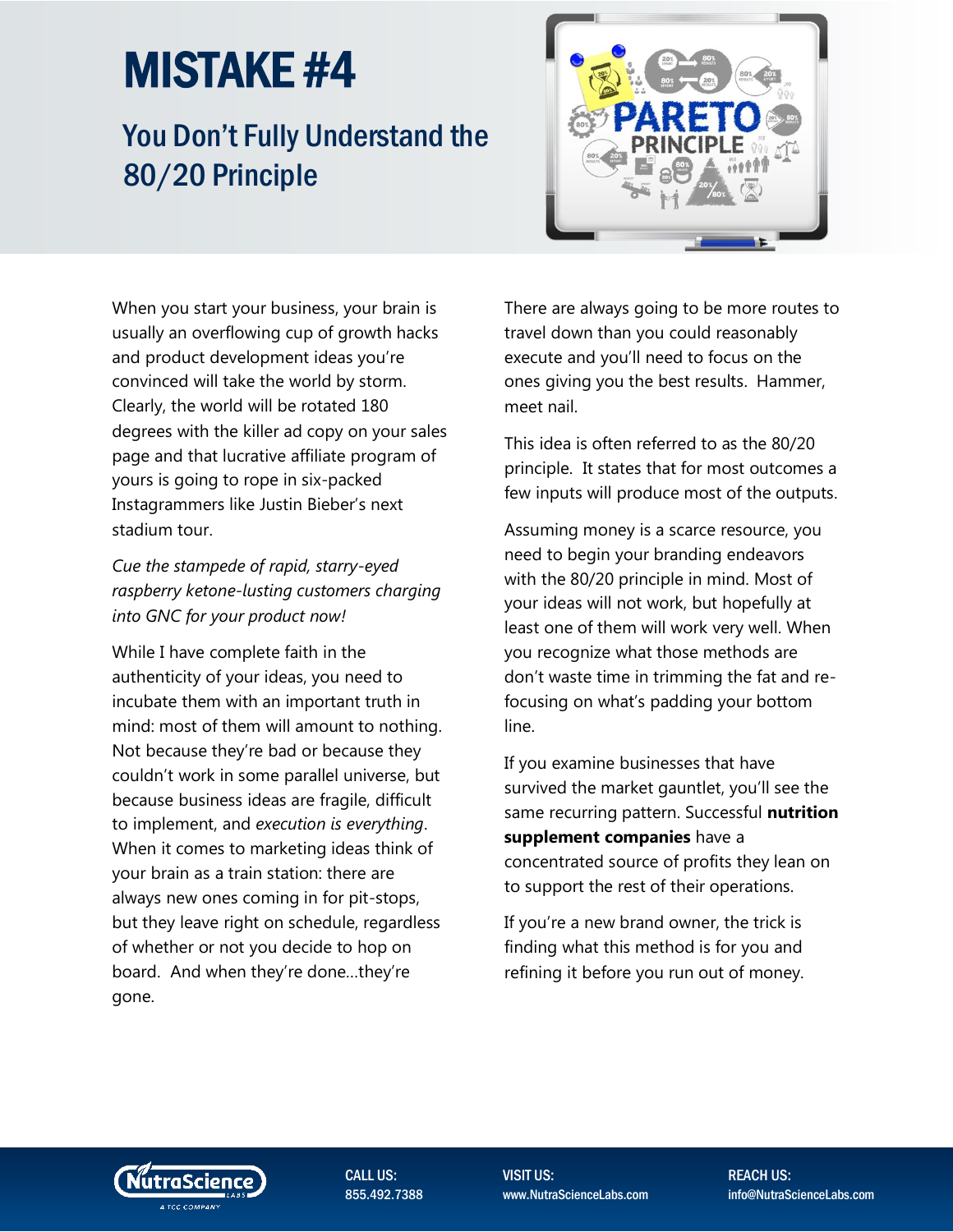# MISTAKE #4

## You Don't Fully Understand the 80/20 Principle

When you start your business, your brain is usually an overflowing cup of growth hacks and product development ideas you're convinced will take the world by storm. Clearly, the world will be rotated 180 degrees with the killer ad copy on your sales page and that lucrative affiliate program of yours is going to rope in six-packed Instagrammers like Justin Bieber's next stadium tour.

*Cue the stampede of rapid, starry-eyed raspberry ketone-lusting customers charging into GNC for your product now!*

While I have complete faith in the authenticity of your ideas, you need to incubate them with an important truth in mind: most of them will amount to nothing. Not because they're bad or because they couldn't work in some parallel universe, but because business ideas are fragile, difficult to implement, and *execution is everything*. When it comes to marketing ideas think of your brain as a train station: there are always new ones coming in for pit-stops, but they leave right on schedule, regardless of whether or not you decide to hop on board. And when they're done…they're gone.

There are always going to be more routes to travel down than you could reasonably execute and you'll need to focus on the ones giving you the best results. Hammer, meet nail.

This idea is often referred to as the 80/20 principle. It states that for most outcomes a few inputs will produce most of the outputs.

Assuming money is a scarce resource, you need to begin your branding endeavors with the 80/20 principle in mind. Most of your ideas will not work, but hopefully at least one of them will work very well. When you recognize what those methods are don't waste time in trimming the fat and re-focusing on what's padding your bottom line.

If you examine businesses that have survived the market gauntlet, you'll see the same recurring pattern. Successful **nutrition supplement companies** have a concentrated source of profits they lean on to support the rest of their operations.

If you're a new brand owner, the trick is finding what this method is for you and refining it before you run out of money.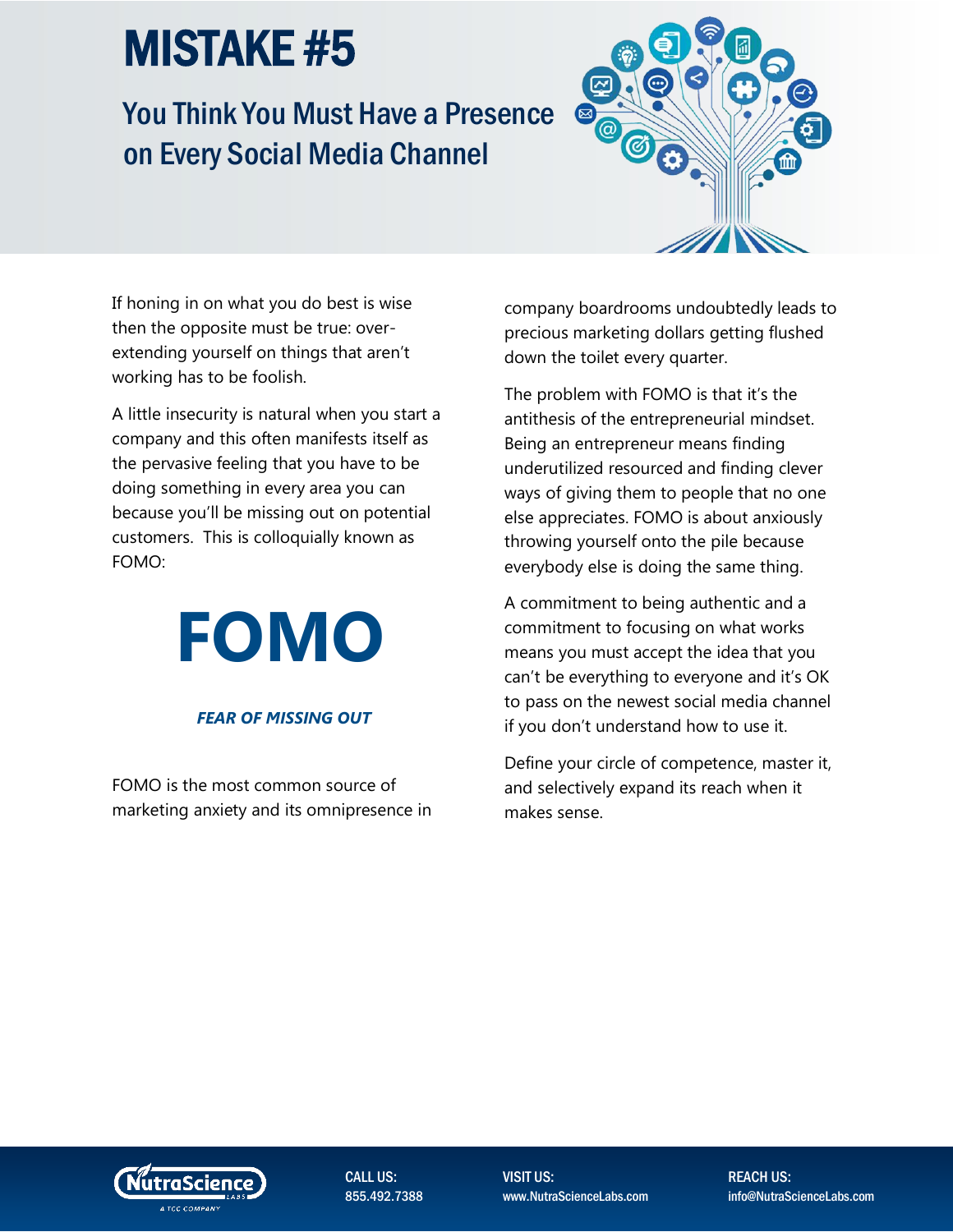# MISTAKE #5

## You Think You Must Have a Presence on Every Social Media Channel

If honing in on what you do best is wise then the opposite must be true: over-extending yourself on things that aren't working has to be foolish.

A little insecurity is natural when you start a company and this often manifests itself as the pervasive feeling that you have to be doing something in every area you can because you'll be missing out on potential customers. This is colloquially known as FOMO:

**FOMO**

***FEAR OF MISSING OUT***

FOMO is the most common source of marketing anxiety and its omnipresence in company boardrooms undoubtedly leads to precious marketing dollars getting flushed down the toilet every quarter.

The problem with FOMO is that it's the antithesis of the entrepreneurial mindset. Being an entrepreneur means finding underutilized resourced and finding clever ways of giving them to people that no one else appreciates. FOMO is about anxiously throwing yourself onto the pile because everybody else is doing the same thing.

A commitment to being authentic and a commitment to focusing on what works means you must accept the idea that you can't be everything to everyone and it's OK to pass on the newest social media channel if you don't understand how to use it.

Define your circle of competence, master it, and selectively expand its reach when it makes sense.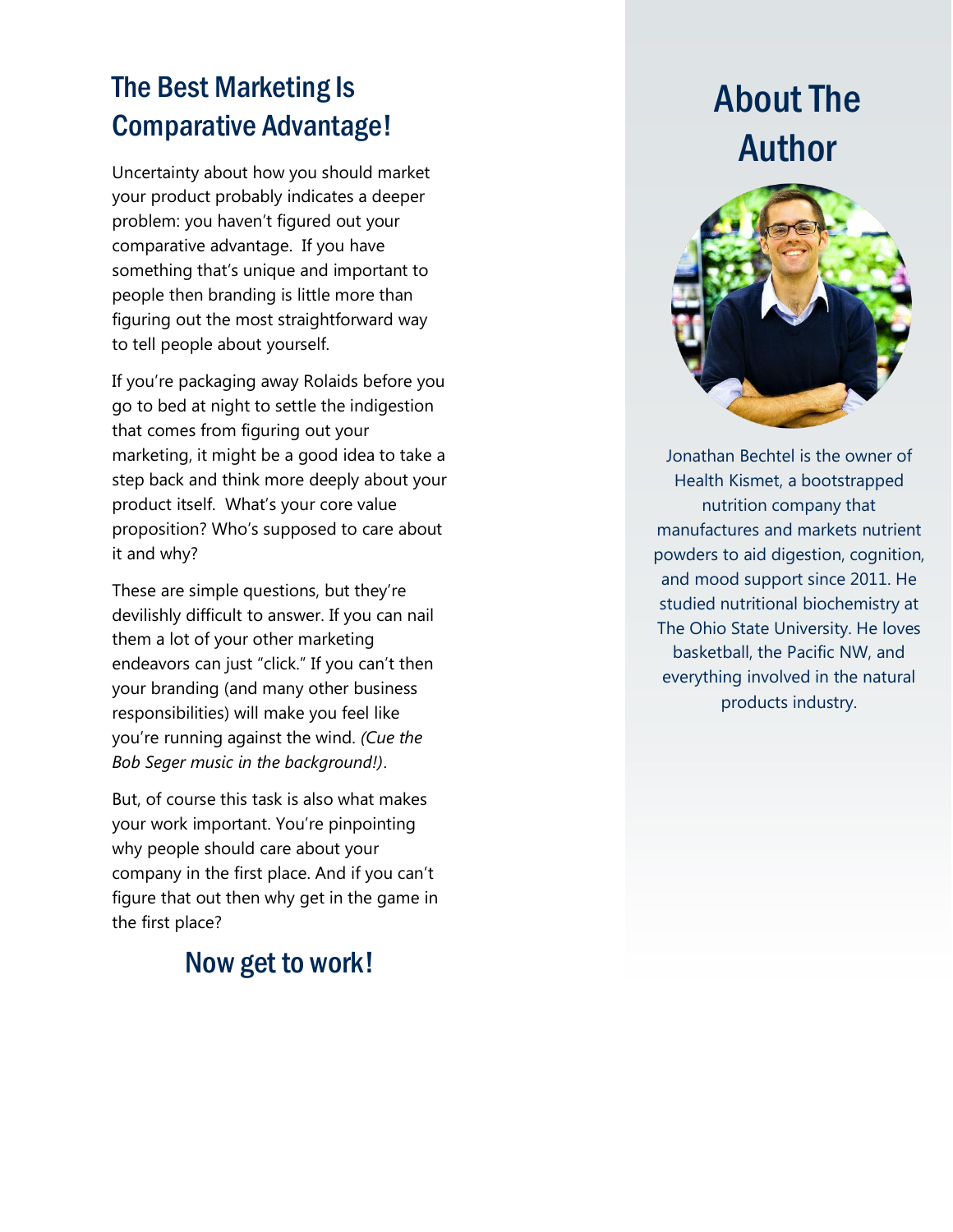## The Best Marketing Is Comparative Advantage!

Uncertainty about how you should market your product probably indicates a deeper problem: you haven't figured out your comparative advantage. If you have something that's unique and important to people then branding is little more than figuring out the most straightforward way to tell people about yourself.

If you're packaging away Rolaids before you go to bed at night to settle the indigestion that comes from figuring out your marketing, it might be a good idea to take a step back and think more deeply about your product itself. What's your core value proposition? Who's supposed to care about it and why?

These are simple questions, but they're devilishly difficult to answer. If you can nail them a lot of your other marketing endeavors can just "click." If you can't then your branding (and many other business responsibilities) will make you feel like you're running against the wind. *(Cue the Bob Seger music in the background!)*.

But, of course this task is also what makes your work important. You're pinpointing why people should care about your company in the first place. And if you can't figure that out then why get in the game in the first place?

## Now get to work!

## About The Author

Jonathan Bechtel is the owner of Health Kismet, a bootstrapped nutrition company that manufactures and markets nutrient powders to aid digestion, cognition, and mood support since 2011. He studied nutritional biochemistry at The Ohio State University. He loves basketball, the Pacific NW, and everything involved in the natural products industry.